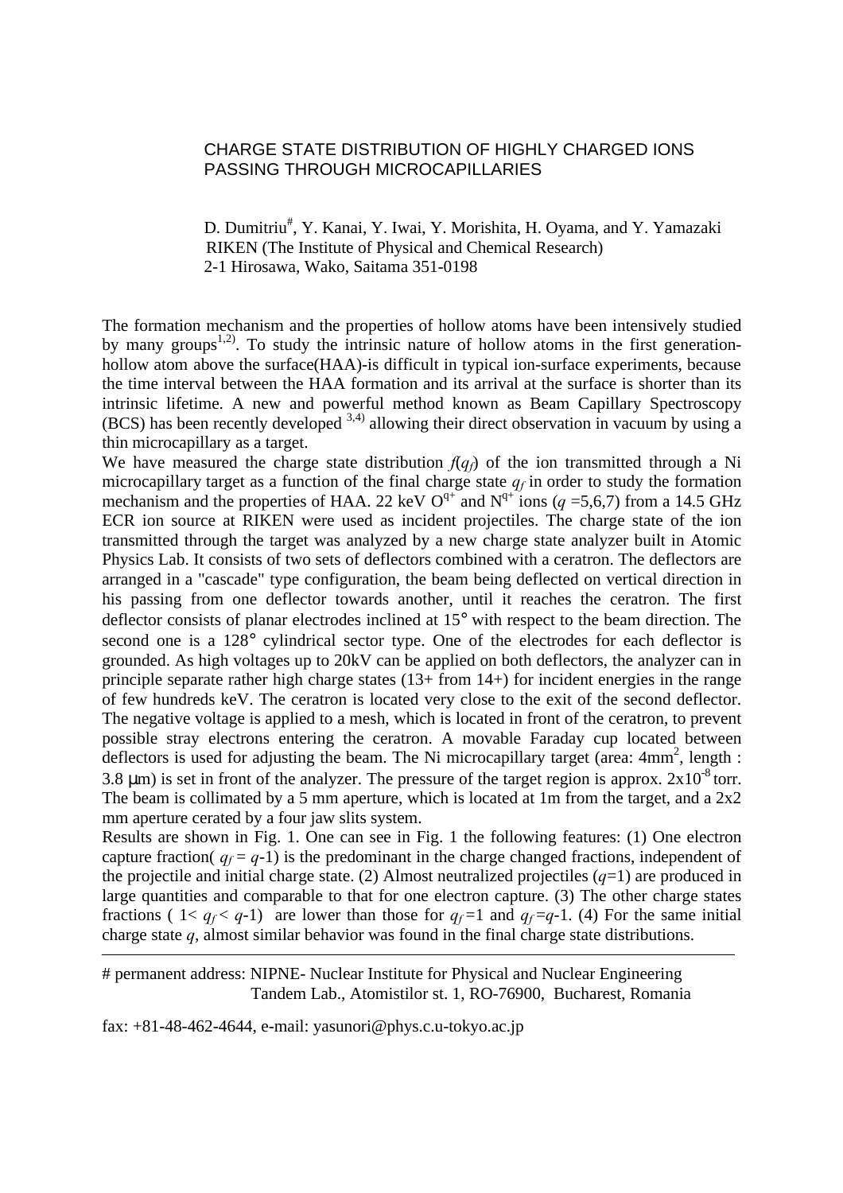# CHARGE STATE DISTRIBUTION OF HIGHLY CHARGED IONS PASSING THROUGH MICROCAPILLARIES

D. Dumitriu[#], Y. Kanai, Y. Iwai, Y. Morishita, H. Oyama, and Y. Yamazaki
RIKEN (The Institute of Physical and Chemical Research)
2-1 Hirosawa, Wako, Saitama 351-0198

The formation mechanism and the properties of hollow atoms have been intensively studied by many groups[1,2]. To study the intrinsic nature of hollow atoms in the first generation-hollow atom above the surface(HAA)-is difficult in typical ion-surface experiments, because the time interval between the HAA formation and its arrival at the surface is shorter than its intrinsic lifetime. A new and powerful method known as Beam Capillary Spectroscopy (BCS) has been recently developed [3,4] allowing their direct observation in vacuum by using a thin microcapillary as a target.

We have measured the charge state distribution $f(q_f)$ of the ion transmitted through a Ni microcapillary target as a function of the final charge state $q_f$ in order to study the formation mechanism and the properties of HAA. 22 keV $O^{q+}$ and $N^{q+}$ ions ($q$ =5,6,7) from a 14.5 GHz ECR ion source at RIKEN were used as incident projectiles. The charge state of the ion transmitted through the target was analyzed by a new charge state analyzer built in Atomic Physics Lab. It consists of two sets of deflectors combined with a ceratron. The deflectors are arranged in a "cascade" type configuration, the beam being deflected on vertical direction in his passing from one deflector towards another, until it reaches the ceratron. The first deflector consists of planar electrodes inclined at 15° with respect to the beam direction. The second one is a 128° cylindrical sector type. One of the electrodes for each deflector is grounded. As high voltages up to 20kV can be applied on both deflectors, the analyzer can in principle separate rather high charge states (13+ from 14+) for incident energies in the range of few hundreds keV. The ceratron is located very close to the exit of the second deflector. The negative voltage is applied to a mesh, which is located in front of the ceratron, to prevent possible stray electrons entering the ceratron. A movable Faraday cup located between deflectors is used for adjusting the beam. The Ni microcapillary target (area: $4\text{mm}^2$, length : 3.8 µm) is set in front of the analyzer. The pressure of the target region is approx. $2\text{x}10^{-8}$ torr. The beam is collimated by a 5 mm aperture, which is located at 1m from the target, and a 2x2 mm aperture cerated by a four jaw slits system.

Results are shown in Fig. 1. One can see in Fig. 1 the following features: (1) One electron capture fraction( $q_f = q$-1) is the predominant in the charge changed fractions, independent of the projectile and initial charge state. (2) Almost neutralized projectiles ($q$=1) are produced in large quantities and comparable to that for one electron capture. (3) The other charge states fractions ( $1< q_f < q$-1) are lower than those for $q_f$=1 and $q_f$=$q$-1. (4) For the same initial charge state $q$, almost similar behavior was found in the final charge state distributions.

---

# permanent address: NIPNE- Nuclear Institute for Physical and Nuclear Engineering
Tandem Lab., Atomistilor st. 1, RO-76900, Bucharest, Romania

fax: +81-48-462-4644, e-mail: yasunori@phys.c.u-tokyo.ac.jp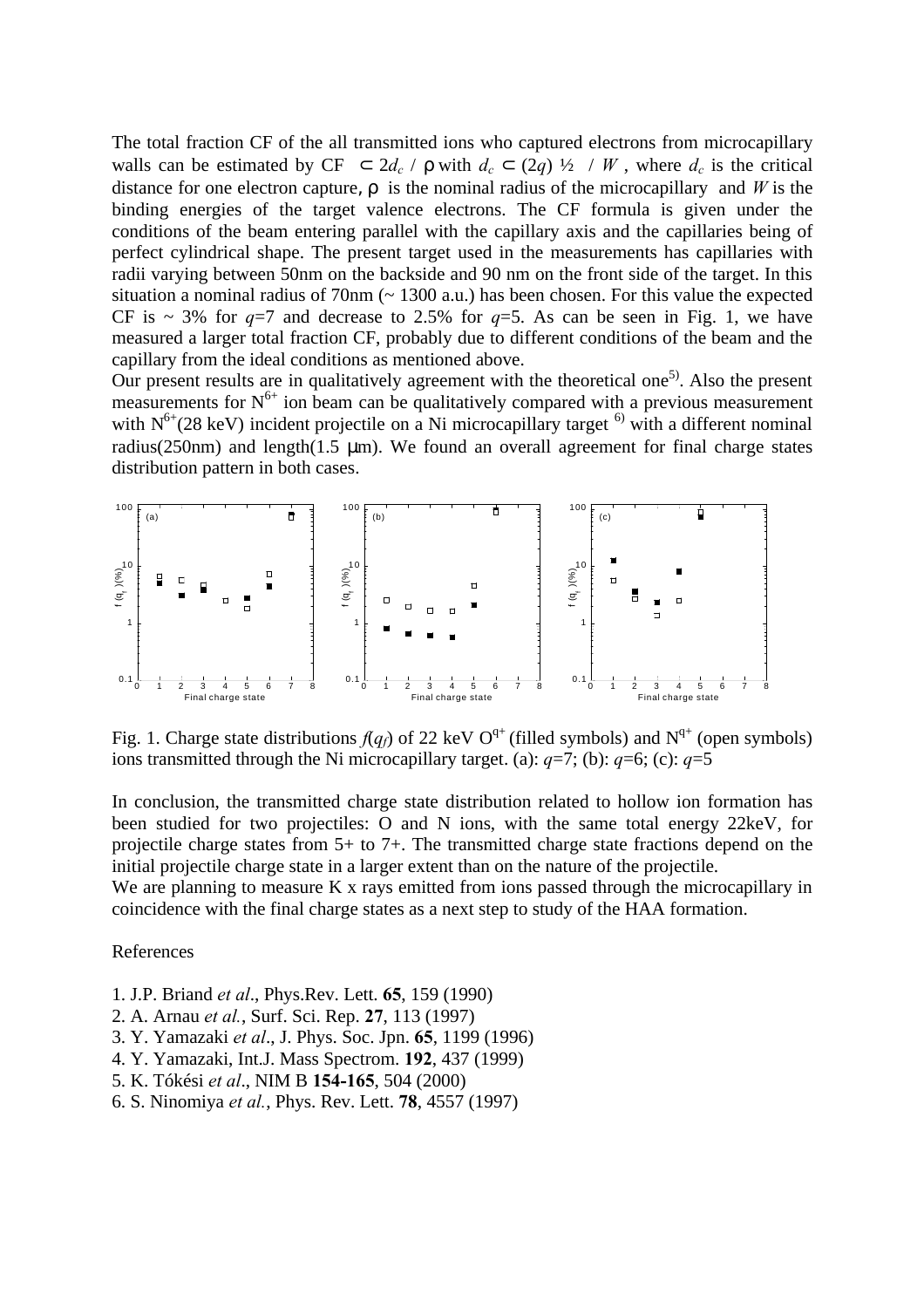The total fraction CF of the all transmitted ions who captured electrons from microcapillary walls can be estimated by CF $\subset 2d_c$ / ρ with $d_c \subset (2q)$ ½ / $W$ , where $d_c$ is the critical distance for one electron capture, ρ is the nominal radius of the microcapillary and $W$ is the binding energies of the target valence electrons. The CF formula is given under the conditions of the beam entering parallel with the capillary axis and the capillaries being of perfect cylindrical shape. The present target used in the measurements has capillaries with radii varying between 50nm on the backside and 90 nm on the front side of the target. In this situation a nominal radius of 70nm (~ 1300 a.u.) has been chosen. For this value the expected CF is ~ 3% for $q$=7 and decrease to 2.5% for $q$=5. As can be seen in Fig. 1, we have measured a larger total fraction CF, probably due to different conditions of the beam and the capillary from the ideal conditions as mentioned above.

Our present results are in qualitatively agreement with the theoretical one[5]. Also the present measurements for $N^{6+}$ ion beam can be qualitatively compared with a previous measurement with $N^{6+}$(28 keV) incident projectile on a Ni microcapillary target [6] with a different nominal radius(250nm) and length(1.5 μm). We found an overall agreement for final charge states distribution pattern in both cases.

(a)
(b)
(c)
100
10
1
0.1
f (q$_f$)(%)
0 1 2 3 4 5 6 7 8
Final charge state

Fig. 1. Charge state distributions $f(q_f)$ of 22 keV $O^{q+}$ (filled symbols) and $N^{q+}$ (open symbols) ions transmitted through the Ni microcapillary target. (a): $q$=7; (b): $q$=6; (c): $q$=5

In conclusion, the transmitted charge state distribution related to hollow ion formation has been studied for two projectiles: O and N ions, with the same total energy 22keV, for projectile charge states from 5+ to 7+. The transmitted charge state fractions depend on the initial projectile charge state in a larger extent than on the nature of the projectile.

We are planning to measure K x rays emitted from ions passed through the microcapillary in coincidence with the final charge states as a next step to study of the HAA formation.

References

1. J.P. Briand *et al*., Phys.Rev. Lett. **65**, 159 (1990)
2. A. Arnau *et al.*, Surf. Sci. Rep. **27**, 113 (1997)
3. Y. Yamazaki *et al*., J. Phys. Soc. Jpn. **65**, 1199 (1996)
4. Y. Yamazaki, Int.J. Mass Spectrom. **192**, 437 (1999)
5. K. Tókési *et al*., NIM B **154-165**, 504 (2000)
6. S. Ninomiya *et al.*, Phys. Rev. Lett. **78**, 4557 (1997)